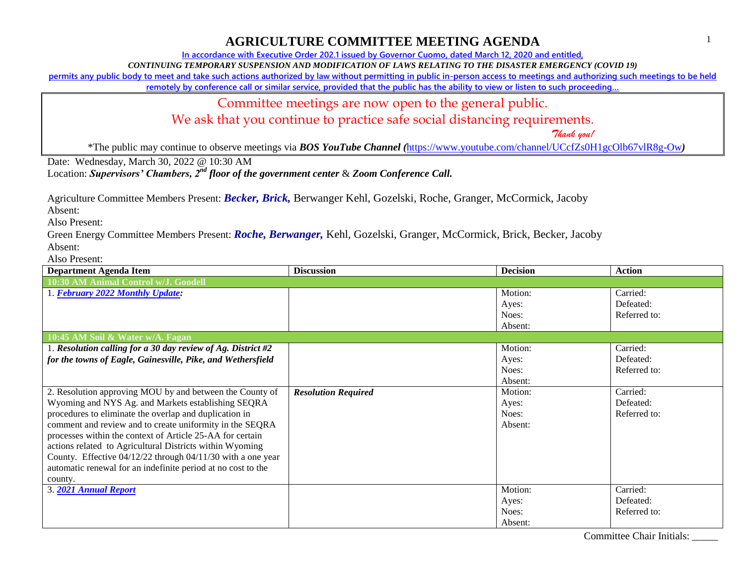# AGRICULTURE COMMITTEE MEETING AGENDA

**In accordance with Executive Order 202.1 issued by Governor Cuomo, dated March 12, 2020 and entitled,**

***CONTINUING TEMPORARY SUSPENSION AND MODIFICATION OF LAWS RELATING TO THE DISASTER EMERGENCY (COVID 19)***

**permits any public body to meet and take such actions authorized by law without permitting in public in-person access to meetings and authorizing such meetings to be held remotely by conference call or similar service, provided that the public has the ability to view or listen to such proceeding…**

Committee meetings are now open to the general public.
We ask that you continue to practice safe social distancing requirements.
*Thank you!*

*The public may continue to observe meetings via ***BOS YouTube Channel (***https://www.youtube.com/channel/UCcfZs0H1gcOlb67vlR8g-Ow***)***

Date: Wednesday, March 30, 2022 @ 10:30 AM
Location: ***Supervisors' Chambers, 2nd floor of the government center*** & ***Zoom Conference Call.***

Agriculture Committee Members Present: ***Becker, Brick,*** Berwanger Kehl, Gozelski, Roche, Granger, McCormick, Jacoby
Absent:
Also Present:
Green Energy Committee Members Present: ***Roche, Berwanger,*** Kehl, Gozelski, Granger, McCormick, Brick, Becker, Jacoby
Absent:
Also Present:

| Department Agenda Item | Discussion | Decision | Action |
|---|---|---|---|
| **10:30 AM Animal Control w/J. Goodell** | | | |
| 1. ***February 2022 Monthly Update:*** | | Motion:<br>Ayes:<br>Noes:<br>Absent: | Carried:<br>Defeated:<br>Referred to: |
| **10:45 AM Soil & Water w/A. Fagan** | | | |
| 1. ***Resolution calling for a 30 day review of Ag. District #2 for the towns of Eagle, Gainesville, Pike, and Wethersfield*** | | Motion:<br>Ayes:<br>Noes:<br>Absent: | Carried:<br>Defeated:<br>Referred to: |
| 2. Resolution approving MOU by and between the County of Wyoming and NYS Ag. and Markets establishing SEQRA procedures to eliminate the overlap and duplication in comment and review and to create uniformity in the SEQRA processes within the context of Article 25-AA for certain actions related to Agricultural Districts within Wyoming County. Effective 04/12/22 through 04/11/30 with a one year automatic renewal for an indefinite period at no cost to the county. | ***Resolution Required*** | Motion:<br>Ayes:<br>Noes:<br>Absent: | Carried:<br>Defeated:<br>Referred to: |
| 3. ***2021 Annual Report*** | | Motion:<br>Ayes:<br>Noes:<br>Absent: | Carried:<br>Defeated:<br>Referred to: |

Committee Chair Initials: _____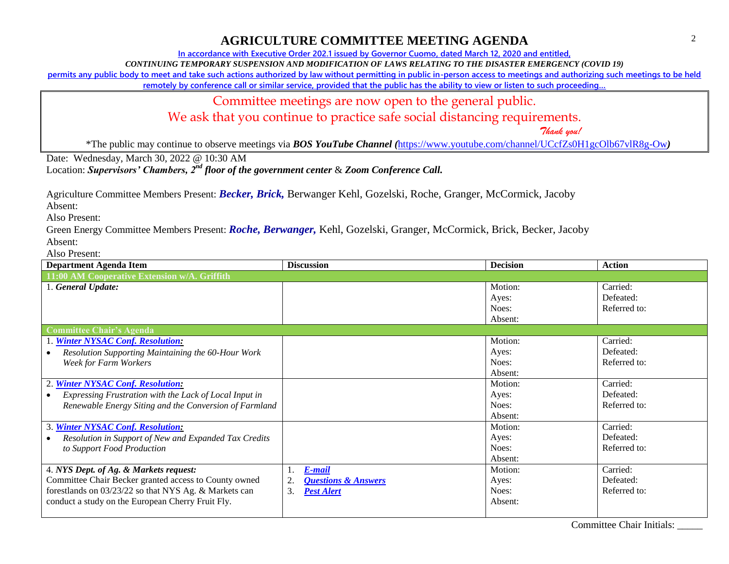# AGRICULTURE COMMITTEE MEETING AGENDA

In accordance with Executive Order 202.1 issued by Governor Cuomo, dated March 12, 2020 and entitled,

*CONTINUING TEMPORARY SUSPENSION AND MODIFICATION OF LAWS RELATING TO THE DISASTER EMERGENCY (COVID 19)*

permits any public body to meet and take such actions authorized by law without permitting in public in-person access to meetings and authorizing such meetings to be held remotely by conference call or similar service, provided that the public has the ability to view or listen to such proceeding…

Committee meetings are now open to the general public.
We ask that you continue to practice safe social distancing requirements.
*Thank you!*

*The public may continue to observe meetings via ***BOS YouTube Channel (***https://www.youtube.com/channel/UCcfZs0H1gcOlb67vlR8g-Ow***)***

Date: Wednesday, March 30, 2022 @ 10:30 AM
Location: ***Supervisors' Chambers, 2nd floor of the government center*** & ***Zoom Conference Call.***

Agriculture Committee Members Present: ***Becker, Brick,*** Berwanger Kehl, Gozelski, Roche, Granger, McCormick, Jacoby
Absent:
Also Present:
Green Energy Committee Members Present: ***Roche, Berwanger,*** Kehl, Gozelski, Granger, McCormick, Brick, Becker, Jacoby
Absent:
Also Present:

| Department Agenda Item | Discussion | Decision | Action |
|---|---|---|---|
| **11:00 AM Cooperative Extension w/A. Griffith** | | | |
| 1. ***General Update:*** | | Motion:<br>Ayes:<br>Noes:<br>Absent: | Carried:<br>Defeated:<br>Referred to: |
| **Committee Chair's Agenda** | | | |
| 1. ***Winter NYSAC Conf. Resolution:***<br>• *Resolution Supporting Maintaining the 60-Hour Work Week for Farm Workers* | | Motion:<br>Ayes:<br>Noes:<br>Absent: | Carried:<br>Defeated:<br>Referred to: |
| 2. ***Winter NYSAC Conf. Resolution:***<br>• *Expressing Frustration with the Lack of Local Input in Renewable Energy Siting and the Conversion of Farmland* | | Motion:<br>Ayes:<br>Noes:<br>Absent: | Carried:<br>Defeated:<br>Referred to: |
| 3. ***Winter NYSAC Conf. Resolution:***<br>• *Resolution in Support of New and Expanded Tax Credits to Support Food Production* | | Motion:<br>Ayes:<br>Noes:<br>Absent: | Carried:<br>Defeated:<br>Referred to: |
| 4. ***NYS Dept. of Ag. & Markets request:***<br>Committee Chair Becker granted access to County owned forestlands on 03/23/22 so that NYS Ag. & Markets can conduct a study on the European Cherry Fruit Fly. | 1. ***E-mail***<br>2. ***Questions & Answers***<br>3. ***Pest Alert*** | Motion:<br>Ayes:<br>Noes:<br>Absent: | Carried:<br>Defeated:<br>Referred to: |

Committee Chair Initials: _____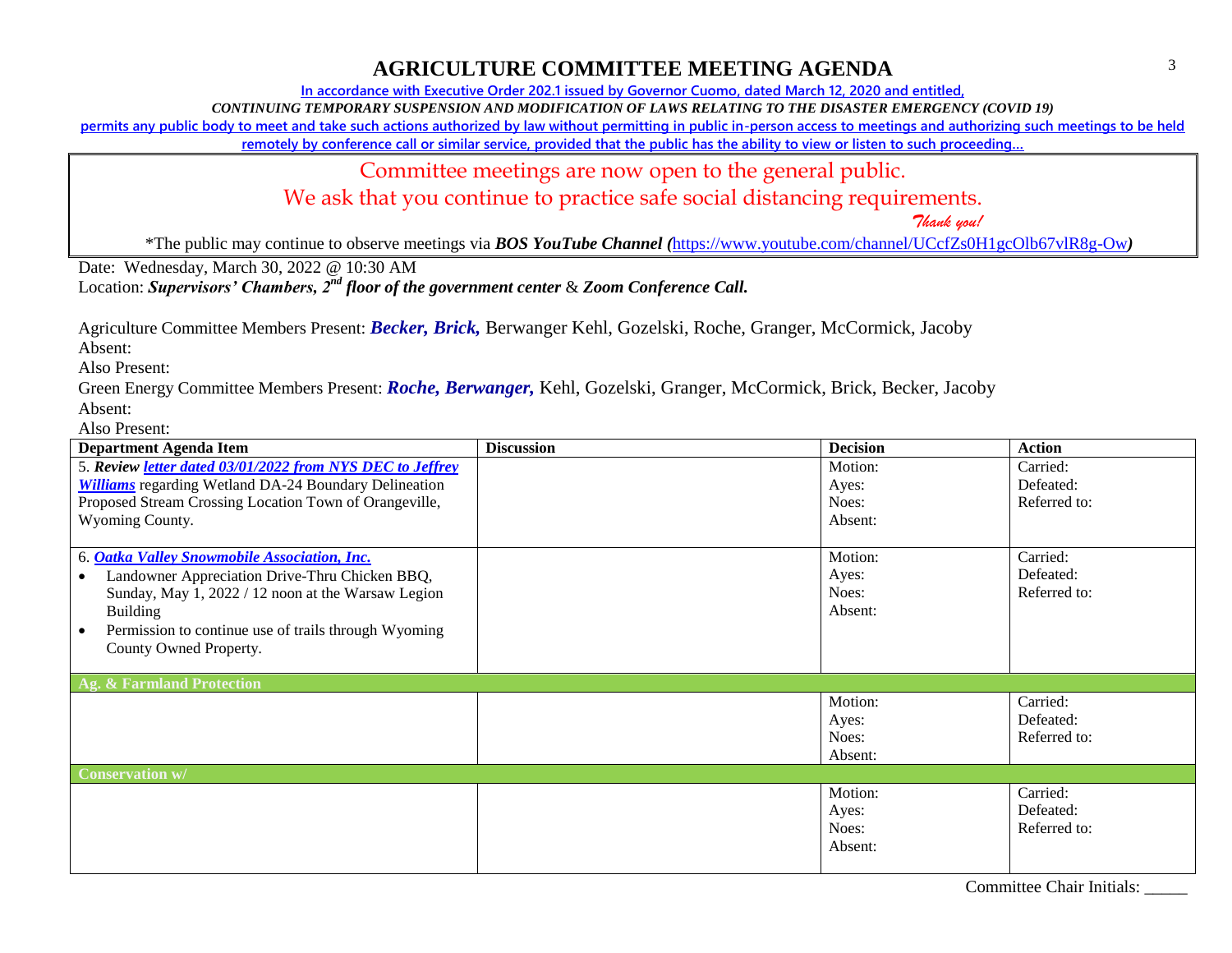# AGRICULTURE COMMITTEE MEETING AGENDA

In accordance with Executive Order 202.1 issued by Governor Cuomo, dated March 12, 2020 and entitled,

*CONTINUING TEMPORARY SUSPENSION AND MODIFICATION OF LAWS RELATING TO THE DISASTER EMERGENCY (COVID 19)*

permits any public body to meet and take such actions authorized by law without permitting in public in-person access to meetings and authorizing such meetings to be held remotely by conference call or similar service, provided that the public has the ability to view or listen to such proceeding…

Committee meetings are now open to the general public.

We ask that you continue to practice safe social distancing requirements.

*Thank you!*

*The public may continue to observe meetings via ***BOS YouTube Channel (***https://www.youtube.com/channel/UCcfZs0H1gcOlb67vlR8g-Ow***)***

Date: Wednesday, March 30, 2022 @ 10:30 AM

Location: ***Supervisors' Chambers, 2nd floor of the government center*** & ***Zoom Conference Call.***

Agriculture Committee Members Present: ***Becker, Brick,*** Berwanger Kehl, Gozelski, Roche, Granger, McCormick, Jacoby

Absent:

Also Present:

Green Energy Committee Members Present: ***Roche, Berwanger,*** Kehl, Gozelski, Granger, McCormick, Brick, Becker, Jacoby

Absent:

Also Present:

| Department Agenda Item | Discussion | Decision | Action |
|---|---|---|---|
| 5. ***Review letter dated 03/01/2022 from NYS DEC to Jeffrey Williams*** regarding Wetland DA-24 Boundary Delineation Proposed Stream Crossing Location Town of Orangeville, Wyoming County. | | Motion:<br>Ayes:<br>Noes:<br>Absent: | Carried:<br>Defeated:<br>Referred to: |
| 6. ***Oatka Valley Snowmobile Association, Inc.***<br>• Landowner Appreciation Drive-Thru Chicken BBQ, Sunday, May 1, 2022 / 12 noon at the Warsaw Legion Building<br>• Permission to continue use of trails through Wyoming County Owned Property. | | Motion:<br>Ayes:<br>Noes:<br>Absent: | Carried:<br>Defeated:<br>Referred to: |
| **Ag. & Farmland Protection** | | | |
| | | Motion:<br>Ayes:<br>Noes:<br>Absent: | Carried:<br>Defeated:<br>Referred to: |
| **Conservation w/** | | | |
| | | Motion:<br>Ayes:<br>Noes:<br>Absent: | Carried:<br>Defeated:<br>Referred to: |

Committee Chair Initials: _____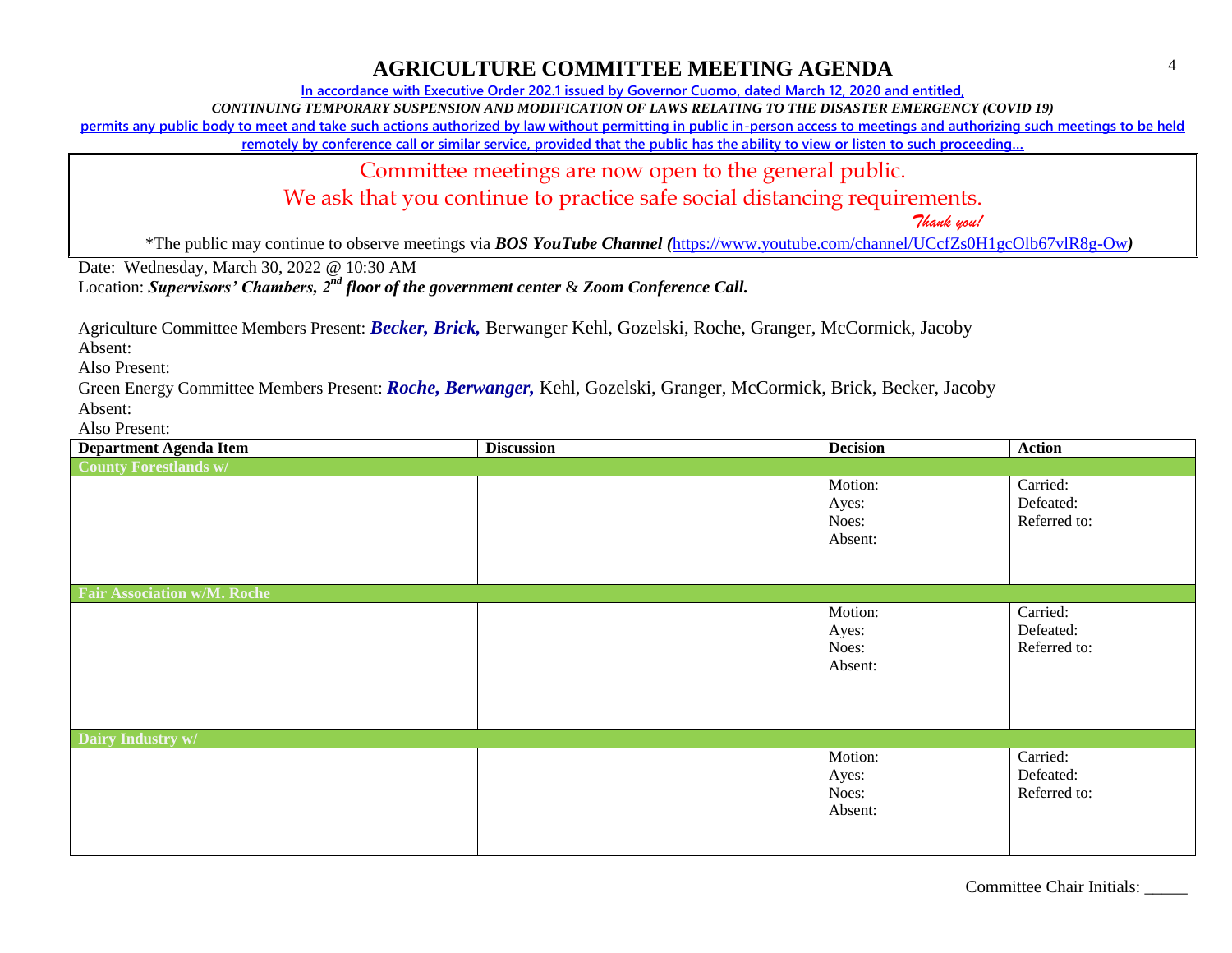# AGRICULTURE COMMITTEE MEETING AGENDA

In accordance with Executive Order 202.1 issued by Governor Cuomo, dated March 12, 2020 and entitled,

*CONTINUING TEMPORARY SUSPENSION AND MODIFICATION OF LAWS RELATING TO THE DISASTER EMERGENCY (COVID 19)*

permits any public body to meet and take such actions authorized by law without permitting in public in-person access to meetings and authorizing such meetings to be held remotely by conference call or similar service, provided that the public has the ability to view or listen to such proceeding…

Committee meetings are now open to the general public.

We ask that you continue to practice safe social distancing requirements.

*Thank you!*

*The public may continue to observe meetings via ***BOS YouTube Channel (***https://www.youtube.com/channel/UCcfZs0H1gcOlb67vlR8g-Ow***)***

Date: Wednesday, March 30, 2022 @ 10:30 AM

Location: ***Supervisors' Chambers, 2nd floor of the government center*** & ***Zoom Conference Call.***

Agriculture Committee Members Present: ***Becker, Brick,*** Berwanger Kehl, Gozelski, Roche, Granger, McCormick, Jacoby

Absent:

Also Present:

Green Energy Committee Members Present: ***Roche, Berwanger,*** Kehl, Gozelski, Granger, McCormick, Brick, Becker, Jacoby

Absent:

Also Present:

| Department Agenda Item | Discussion | Decision | Action |
|---|---|---|---|
| **County Forestlands w/** | | | |
| | | Motion:<br>Ayes:<br>Noes:<br>Absent: | Carried:<br>Defeated:<br>Referred to: |
| **Fair Association w/M. Roche** | | | |
| | | Motion:<br>Ayes:<br>Noes:<br>Absent: | Carried:<br>Defeated:<br>Referred to: |
| **Dairy Industry w/** | | | |
| | | Motion:<br>Ayes:<br>Noes:<br>Absent: | Carried:<br>Defeated:<br>Referred to: |

Committee Chair Initials: _____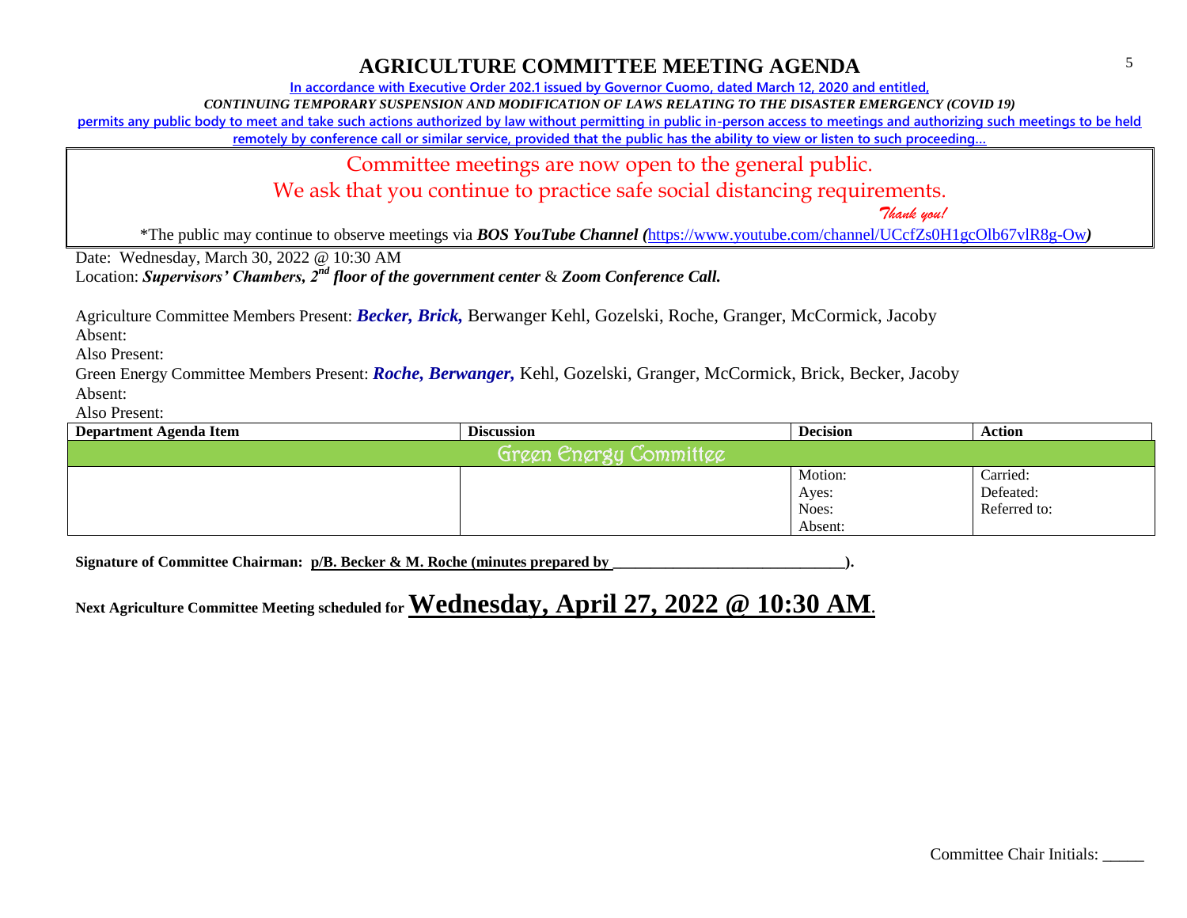# AGRICULTURE COMMITTEE MEETING AGENDA

In accordance with Executive Order 202.1 issued by Governor Cuomo, dated March 12, 2020 and entitled,

*CONTINUING TEMPORARY SUSPENSION AND MODIFICATION OF LAWS RELATING TO THE DISASTER EMERGENCY (COVID 19)*

permits any public body to meet and take such actions authorized by law without permitting in public in-person access to meetings and authorizing such meetings to be held remotely by conference call or similar service, provided that the public has the ability to view or listen to such proceeding…

Committee meetings are now open to the general public.

We ask that you continue to practice safe social distancing requirements.

*Thank you!*

*The public may continue to observe meetings via ***BOS YouTube Channel*** *(*https://www.youtube.com/channel/UCcfZs0H1gcOlb67vlR8g-Ow*)*

Date: Wednesday, March 30, 2022 @ 10:30 AM

Location: ***Supervisors' Chambers, 2nd floor of the government center*** & ***Zoom Conference Call.***

Agriculture Committee Members Present: ***Becker, Brick,*** Berwanger Kehl, Gozelski, Roche, Granger, McCormick, Jacoby

Absent:

Also Present:

Green Energy Committee Members Present: ***Roche, Berwanger,*** Kehl, Gozelski, Granger, McCormick, Brick, Becker, Jacoby

Absent:

Also Present:

| Department Agenda Item | Discussion | Decision | Action |
|---|---|---|---|
| Green Energy Committee | | | |
| | | Motion:<br>Ayes:<br>Noes:<br>Absent: | Carried:<br>Defeated:<br>Referred to: |

**Signature of Committee Chairman: p/B. Becker & M. Roche (minutes prepared by \_\_\_\_\_\_\_\_\_\_\_\_\_\_\_\_\_\_\_\_\_\_\_\_\_\_\_\_\_\_).**

**Next Agriculture Committee Meeting scheduled for Wednesday, April 27, 2022 @ 10:30 AM.**

Committee Chair Initials: \_\_\_\_\_